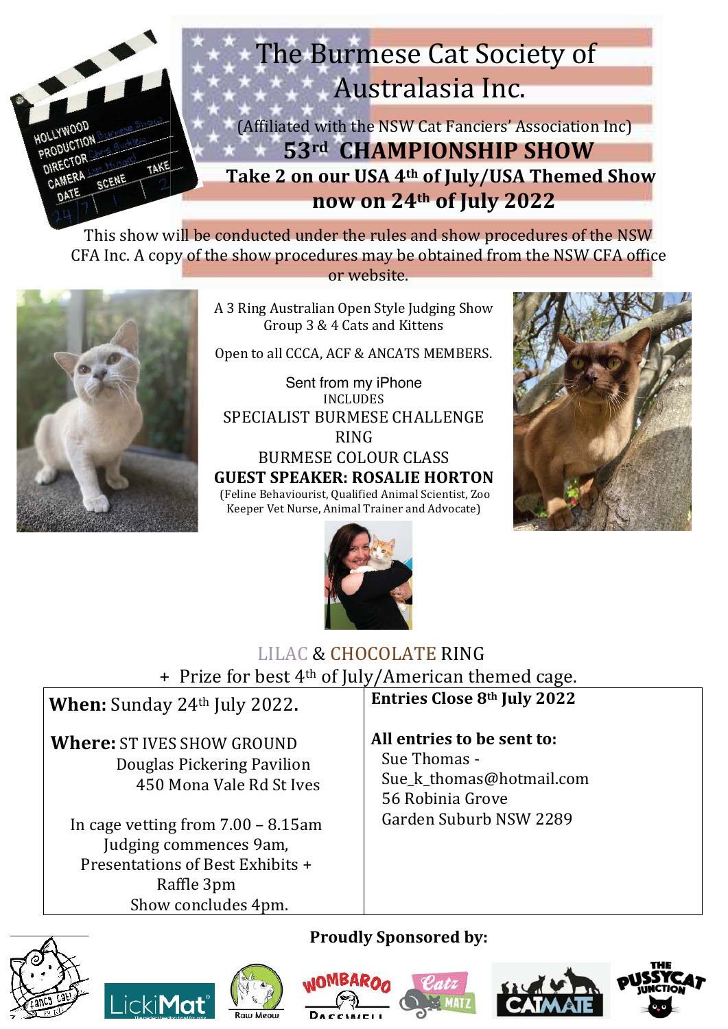# The Burmese Cat Society of Australasia Inc.

(Affiliated with the NSW Cat Fanciers' Association Inc)

## 53rd CHAMPIONSHIP SHOW

**Take 2 on our USA 4th of July/USA Themed Show now on 24th of July 2022**

This show will be conducted under the rules and show procedures of the NSW CFA Inc. A copy of the show procedures may be obtained from the NSW CFA office or website.

A 3 Ring Australian Open Style Judging Show
Group 3 & 4 Cats and Kittens

Open to all CCCA, ACF & ANCATS MEMBERS.

Sent from my iPhone

INCLUDES

SPECIALIST BURMESE CHALLENGE RING

BURMESE COLOUR CLASS

**GUEST SPEAKER: ROSALIE HORTON**

(Feline Behaviourist, Qualified Animal Scientist, Zoo Keeper Vet Nurse, Animal Trainer and Advocate)

LILAC & CHOCOLATE RING

\+ Prize for best 4th of July/American themed cage.

| **When:** Sunday 24th July 2022. | **Entries Close 8th July 2022** |
|---|---|
| **Where:** ST IVES SHOW GROUND<br>Douglas Pickering Pavilion<br>450 Mona Vale Rd St Ives<br><br>In cage vetting from 7.00 – 8.15am<br>Judging commences 9am,<br>Presentations of Best Exhibits + Raffle 3pm<br>Show concludes 4pm. | **All entries to be sent to:**<br>Sue Thomas -<br>Sue_k_thomas@hotmail.com<br>56 Robinia Grove<br>Garden Suburb NSW 2289 |

**Proudly Sponsored by:**

Fancy Cat, LickiMat, Raw Meow, Wombaroo, Passwell, Catz Matz, Catmate, The Pussycat Junction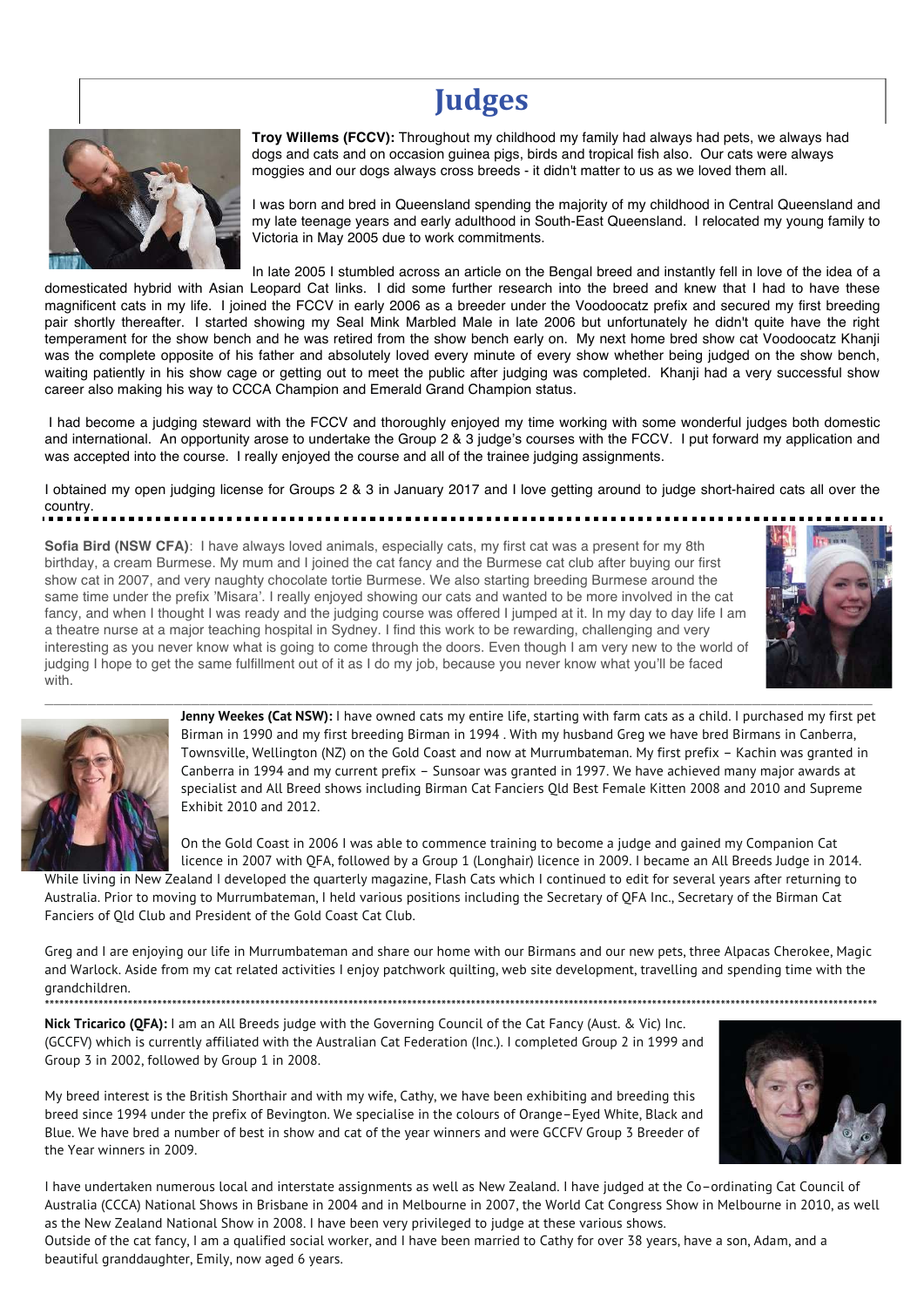# Judges

**Troy Willems (FCCV):** Throughout my childhood my family had always had pets, we always had dogs and cats and on occasion guinea pigs, birds and tropical fish also. Our cats were always moggies and our dogs always cross breeds - it didn't matter to us as we loved them all.

I was born and bred in Queensland spending the majority of my childhood in Central Queensland and my late teenage years and early adulthood in South-East Queensland. I relocated my young family to Victoria in May 2005 due to work commitments.

In late 2005 I stumbled across an article on the Bengal breed and instantly fell in love of the idea of a domesticated hybrid with Asian Leopard Cat links. I did some further research into the breed and knew that I had to have these magnificent cats in my life. I joined the FCCV in early 2006 as a breeder under the Voodoocatz prefix and secured my first breeding pair shortly thereafter. I started showing my Seal Mink Marbled Male in late 2006 but unfortunately he didn't quite have the right temperament for the show bench and he was retired from the show bench early on. My next home bred show cat Voodoocatz Khanji was the complete opposite of his father and absolutely loved every minute of every show whether being judged on the show bench, waiting patiently in his show cage or getting out to meet the public after judging was completed. Khanji had a very successful show career also making his way to CCCA Champion and Emerald Grand Champion status.

I had become a judging steward with the FCCV and thoroughly enjoyed my time working with some wonderful judges both domestic and international. An opportunity arose to undertake the Group 2 & 3 judge's courses with the FCCV. I put forward my application and was accepted into the course. I really enjoyed the course and all of the trainee judging assignments.

I obtained my open judging license for Groups 2 & 3 in January 2017 and I love getting around to judge short-haired cats all over the country.

---

**Sofia Bird (NSW CFA)**: I have always loved animals, especially cats, my first cat was a present for my 8th birthday, a cream Burmese. My mum and I joined the cat fancy and the Burmese cat club after buying our first show cat in 2007, and very naughty chocolate tortie Burmese. We also starting breeding Burmese around the same time under the prefix 'Misara'. I really enjoyed showing our cats and wanted to be more involved in the cat fancy, and when I thought I was ready and the judging course was offered I jumped at it. In my day to day life I am a theatre nurse at a major teaching hospital in Sydney. I find this work to be rewarding, challenging and very interesting as you never know what is going to come through the doors. Even though I am very new to the world of judging I hope to get the same fulfillment out of it as I do my job, because you never know what you'll be faced with.

---

**Jenny Weekes (Cat NSW):** I have owned cats my entire life, starting with farm cats as a child. I purchased my first pet Birman in 1990 and my first breeding Birman in 1994 . With my husband Greg we have bred Birmans in Canberra, Townsville, Wellington (NZ) on the Gold Coast and now at Murrumbateman. My first prefix – Kachin was granted in Canberra in 1994 and my current prefix – Sunsoar was granted in 1997. We have achieved many major awards at specialist and All Breed shows including Birman Cat Fanciers Qld Best Female Kitten 2008 and 2010 and Supreme Exhibit 2010 and 2012.

On the Gold Coast in 2006 I was able to commence training to become a judge and gained my Companion Cat licence in 2007 with QFA, followed by a Group 1 (Longhair) licence in 2009. I became an All Breeds Judge in 2014. While living in New Zealand I developed the quarterly magazine, Flash Cats which I continued to edit for several years after returning to Australia. Prior to moving to Murrumbateman, I held various positions including the Secretary of QFA Inc., Secretary of the Birman Cat Fanciers of Qld Club and President of the Gold Coast Cat Club.

Greg and I are enjoying our life in Murrumbateman and share our home with our Birmans and our new pets, three Alpacas Cherokee, Magic and Warlock. Aside from my cat related activities I enjoy patchwork quilting, web site development, travelling and spending time with the grandchildren.

---

**Nick Tricarico (QFA):** I am an All Breeds judge with the Governing Council of the Cat Fancy (Aust. & Vic) Inc. (GCCFV) which is currently affiliated with the Australian Cat Federation (Inc.). I completed Group 2 in 1999 and Group 3 in 2002, followed by Group 1 in 2008.

My breed interest is the British Shorthair and with my wife, Cathy, we have been exhibiting and breeding this breed since 1994 under the prefix of Bevington. We specialise in the colours of Orange–Eyed White, Black and Blue. We have bred a number of best in show and cat of the year winners and were GCCFV Group 3 Breeder of the Year winners in 2009.

I have undertaken numerous local and interstate assignments as well as New Zealand. I have judged at the Co–ordinating Cat Council of Australia (CCCA) National Shows in Brisbane in 2004 and in Melbourne in 2007, the World Cat Congress Show in Melbourne in 2010, as well as the New Zealand National Show in 2008. I have been very privileged to judge at these various shows.
Outside of the cat fancy, I am a qualified social worker, and I have been married to Cathy for over 38 years, have a son, Adam, and a beautiful granddaughter, Emily, now aged 6 years.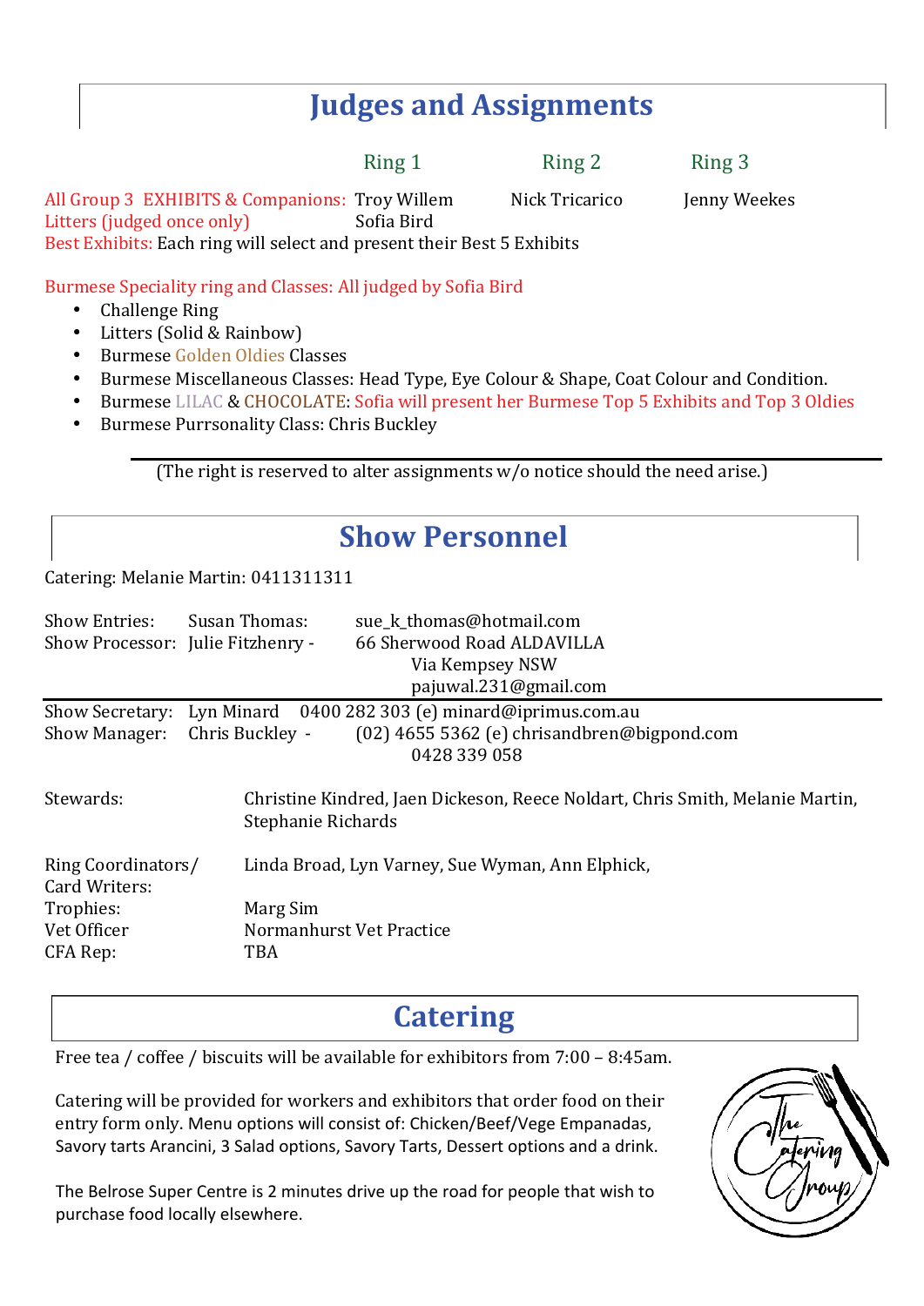## Judges and Assignments

| | Ring 1 | Ring 2 | Ring 3 |
|---|---|---|---|
| All Group 3 EXHIBITS & Companions: | Troy Willem | Nick Tricarico | Jenny Weekes |
| Litters (judged once only) | Sofia Bird | | |

Best Exhibits: Each ring will select and present their Best 5 Exhibits

Burmese Speciality ring and Classes: All judged by Sofia Bird

- Challenge Ring
- Litters (Solid & Rainbow)
- Burmese Golden Oldies Classes
- Burmese Miscellaneous Classes: Head Type, Eye Colour & Shape, Coat Colour and Condition.
- Burmese LILAC & CHOCOLATE: Sofia will present her Burmese Top 5 Exhibits and Top 3 Oldies
- Burmese Purrsonality Class: Chris Buckley

(The right is reserved to alter assignments w/o notice should the need arise.)

## Show Personnel

Catering: Melanie Martin: 0411311311

Show Entries: Susan Thomas: sue_k_thomas@hotmail.com
Show Processor: Julie Fitzhenry - 66 Sherwood Road ALDAVILLA
Via Kempsey NSW
pajuwal.231@gmail.com

Show Secretary: Lyn Minard 0400 282 303 (e) minard@iprimus.com.au
Show Manager: Chris Buckley - (02) 4655 5362 (e) chrisandbren@bigpond.com
0428 339 058

Stewards: Christine Kindred, Jaen Dickeson, Reece Noldart, Chris Smith, Melanie Martin, Stephanie Richards

Ring Coordinators/ Card Writers: Linda Broad, Lyn Varney, Sue Wyman, Ann Elphick,
Trophies: Marg Sim
Vet Officer: Normanhurst Vet Practice
CFA Rep: TBA

## Catering

Free tea / coffee / biscuits will be available for exhibitors from 7:00 – 8:45am.

Catering will be provided for workers and exhibitors that order food on their entry form only. Menu options will consist of: Chicken/Beef/Vege Empanadas, Savory tarts Arancini, 3 Salad options, Savory Tarts, Dessert options and a drink.

The Belrose Super Centre is 2 minutes drive up the road for people that wish to purchase food locally elsewhere.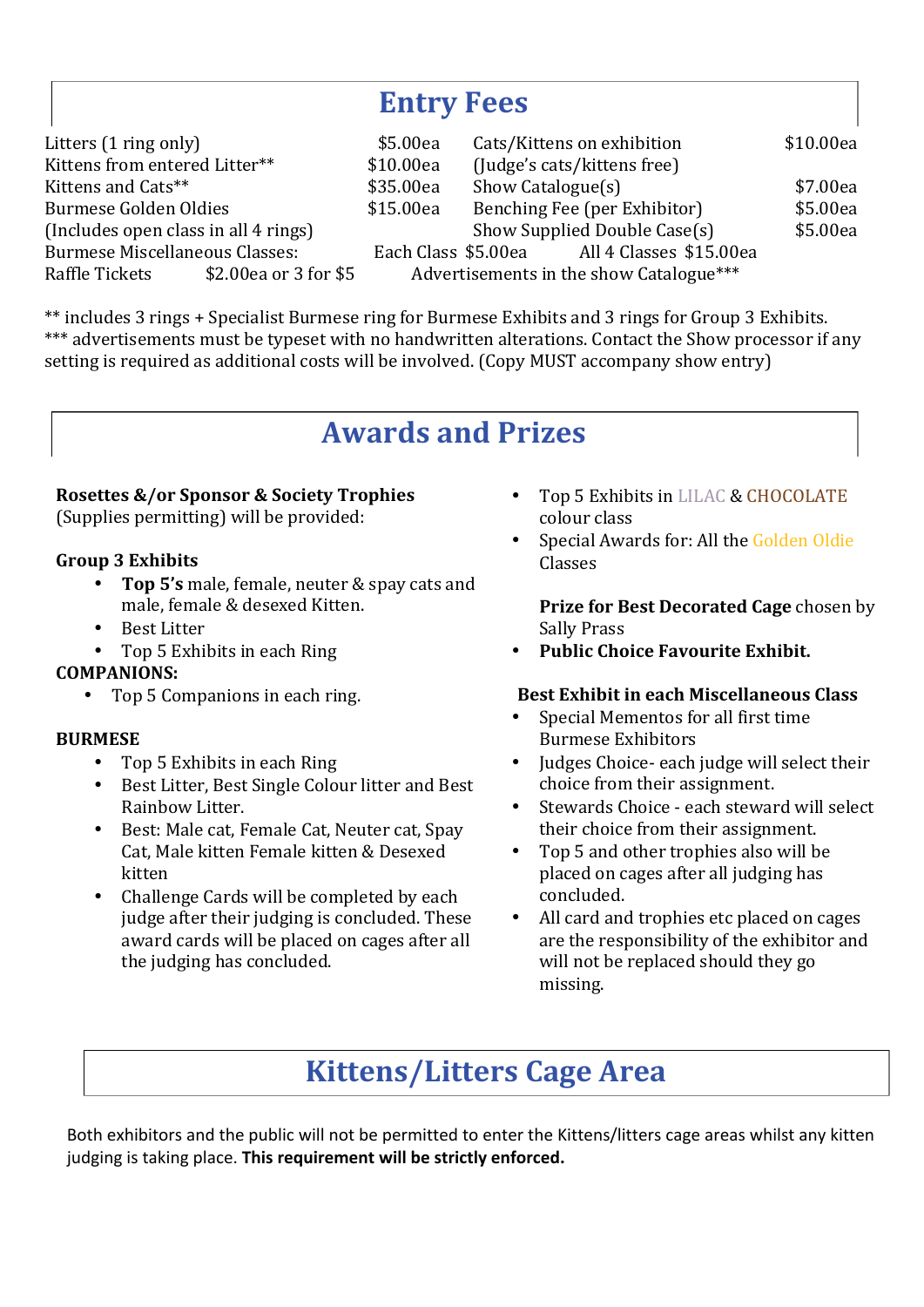## Entry Fees

| | | | |
|---|---|---|---|
| Litters (1 ring only) | $5.00ea | Cats/Kittens on exhibition | $10.00ea |
| Kittens from entered Litter** | $10.00ea | (Judge's cats/kittens free) | |
| Kittens and Cats** | $35.00ea | Show Catalogue(s) | $7.00ea |
| Burmese Golden Oldies | $15.00ea | Benching Fee (per Exhibitor) | $5.00ea |
| (Includes open class in all 4 rings) | | Show Supplied Double Case(s) | $5.00ea |
| Burmese Miscellaneous Classes: | Each Class $5.00ea | All 4 Classes $15.00ea | |
| Raffle Tickets $2.00ea or 3 for $5 | | Advertisements in the show Catalogue*** | |

** includes 3 rings + Specialist Burmese ring for Burmese Exhibits and 3 rings for Group 3 Exhibits.
*** advertisements must be typeset with no handwritten alterations. Contact the Show processor if any setting is required as additional costs will be involved. (Copy MUST accompany show entry)

## Awards and Prizes

**Rosettes &/or Sponsor & Society Trophies**
(Supplies permitting) will be provided:

**Group 3 Exhibits**

- **Top 5's** male, female, neuter & spay cats and male, female & desexed Kitten.
- Best Litter
- Top 5 Exhibits in each Ring

**COMPANIONS:**

- Top 5 Companions in each ring.

**BURMESE**

- Top 5 Exhibits in each Ring
- Best Litter, Best Single Colour litter and Best Rainbow Litter.
- Best: Male cat, Female Cat, Neuter cat, Spay Cat, Male kitten Female kitten & Desexed kitten
- Challenge Cards will be completed by each judge after their judging is concluded. These award cards will be placed on cages after all the judging has concluded.
- Top 5 Exhibits in LILAC & CHOCOLATE colour class
- Special Awards for: All the Golden Oldie Classes

**Prize for Best Decorated Cage** chosen by Sally Prass

- **Public Choice Favourite Exhibit.**

**Best Exhibit in each Miscellaneous Class**

- Special Mementos for all first time Burmese Exhibitors
- Judges Choice- each judge will select their choice from their assignment.
- Stewards Choice - each steward will select their choice from their assignment.
- Top 5 and other trophies also will be placed on cages after all judging has concluded.
- All card and trophies etc placed on cages are the responsibility of the exhibitor and will not be replaced should they go missing.

## Kittens/Litters Cage Area

Both exhibitors and the public will not be permitted to enter the Kittens/litters cage areas whilst any kitten judging is taking place. **This requirement will be strictly enforced.**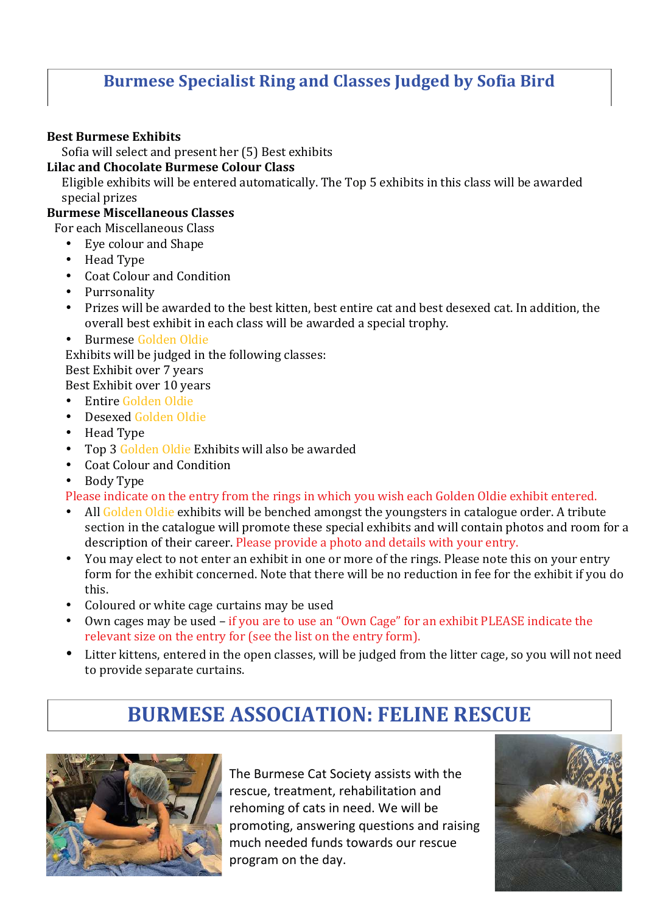## Burmese Specialist Ring and Classes Judged by Sofia Bird

**Best Burmese Exhibits**

Sofia will select and present her (5) Best exhibits

**Lilac and Chocolate Burmese Colour Class**

Eligible exhibits will be entered automatically. The Top 5 exhibits in this class will be awarded special prizes

**Burmese Miscellaneous Classes**

For each Miscellaneous Class

- Eye colour and Shape
- Head Type
- Coat Colour and Condition
- Purrsonality
- Prizes will be awarded to the best kitten, best entire cat and best desexed cat. In addition, the overall best exhibit in each class will be awarded a special trophy.
- Burmese Golden Oldie

Exhibits will be judged in the following classes:
Best Exhibit over 7 years
Best Exhibit over 10 years

- Entire Golden Oldie
- Desexed Golden Oldie
- Head Type
- Top 3 Golden Oldie Exhibits will also be awarded
- Coat Colour and Condition
- Body Type

Please indicate on the entry from the rings in which you wish each Golden Oldie exhibit entered.

- All Golden Oldie exhibits will be benched amongst the youngsters in catalogue order. A tribute section in the catalogue will promote these special exhibits and will contain photos and room for a description of their career. Please provide a photo and details with your entry.
- You may elect to not enter an exhibit in one or more of the rings. Please note this on your entry form for the exhibit concerned. Note that there will be no reduction in fee for the exhibit if you do this.
- Coloured or white cage curtains may be used
- Own cages may be used – if you are to use an "Own Cage" for an exhibit PLEASE indicate the relevant size on the entry for (see the list on the entry form).
- Litter kittens, entered in the open classes, will be judged from the litter cage, so you will not need to provide separate curtains.

## BURMESE ASSOCIATION: FELINE RESCUE

The Burmese Cat Society assists with the rescue, treatment, rehabilitation and rehoming of cats in need. We will be promoting, answering questions and raising much needed funds towards our rescue program on the day.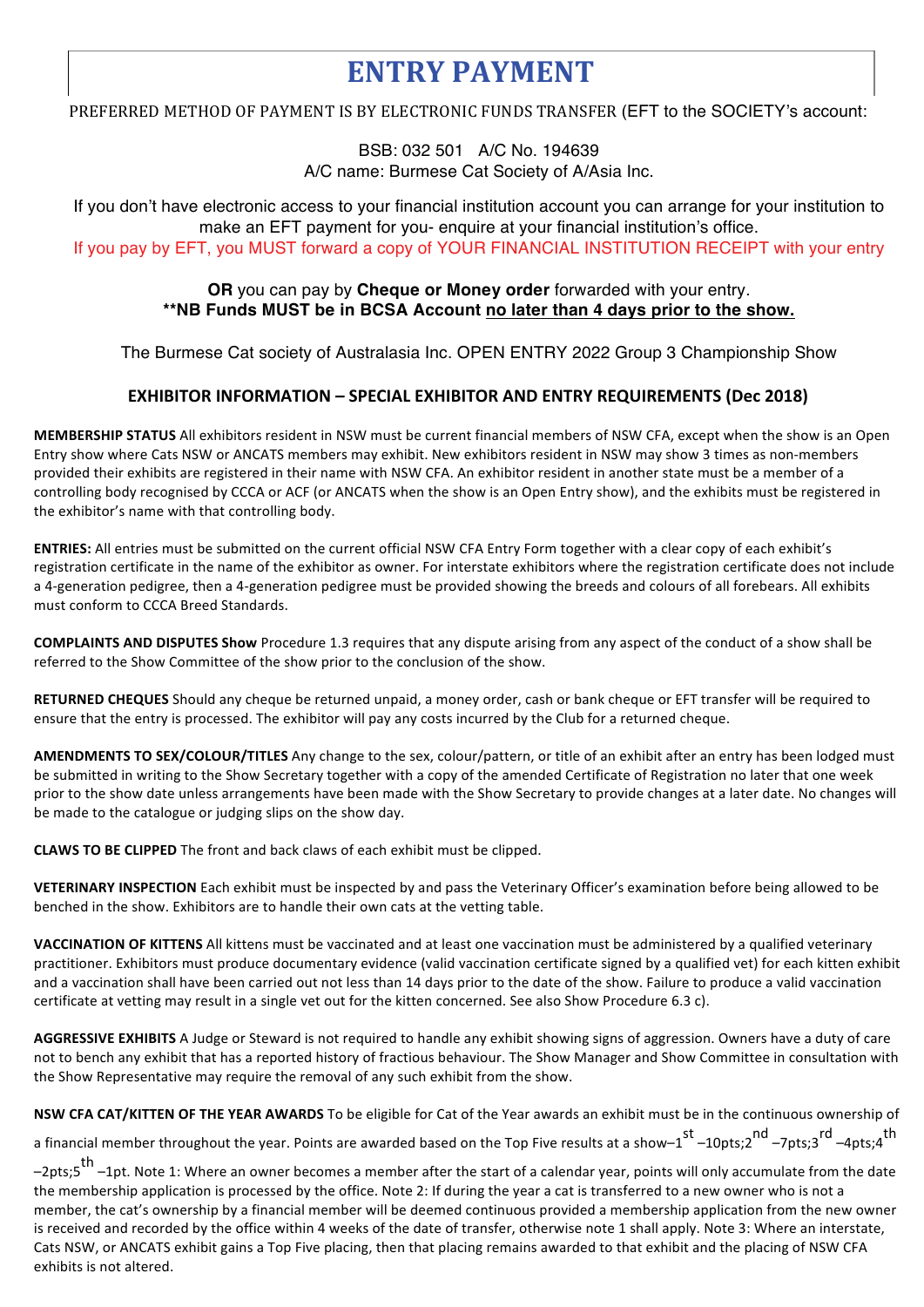# ENTRY PAYMENT

PREFERRED METHOD OF PAYMENT IS BY ELECTRONIC FUNDS TRANSFER (EFT to the SOCIETY's account:

BSB: 032 501 A/C No. 194639
A/C name: Burmese Cat Society of A/Asia Inc.

If you don't have electronic access to your financial institution account you can arrange for your institution to make an EFT payment for you- enquire at your financial institution's office.
If you pay by EFT, you MUST forward a copy of YOUR FINANCIAL INSTITUTION RECEIPT with your entry

**OR** you can pay by **Cheque or Money order** forwarded with your entry.
**\*\*NB Funds MUST be in BCSA Account <u>no later than 4 days prior to the show.</u>**

The Burmese Cat society of Australasia Inc. OPEN ENTRY 2022 Group 3 Championship Show

### EXHIBITOR INFORMATION – SPECIAL EXHIBITOR AND ENTRY REQUIREMENTS (Dec 2018)

**MEMBERSHIP STATUS** All exhibitors resident in NSW must be current financial members of NSW CFA, except when the show is an Open Entry show where Cats NSW or ANCATS members may exhibit. New exhibitors resident in NSW may show 3 times as non-members provided their exhibits are registered in their name with NSW CFA. An exhibitor resident in another state must be a member of a controlling body recognised by CCCA or ACF (or ANCATS when the show is an Open Entry show), and the exhibits must be registered in the exhibitor's name with that controlling body.

**ENTRIES:** All entries must be submitted on the current official NSW CFA Entry Form together with a clear copy of each exhibit's registration certificate in the name of the exhibitor as owner. For interstate exhibitors where the registration certificate does not include a 4-generation pedigree, then a 4-generation pedigree must be provided showing the breeds and colours of all forebears. All exhibits must conform to CCCA Breed Standards.

**COMPLAINTS AND DISPUTES Show** Procedure 1.3 requires that any dispute arising from any aspect of the conduct of a show shall be referred to the Show Committee of the show prior to the conclusion of the show.

**RETURNED CHEQUES** Should any cheque be returned unpaid, a money order, cash or bank cheque or EFT transfer will be required to ensure that the entry is processed. The exhibitor will pay any costs incurred by the Club for a returned cheque.

**AMENDMENTS TO SEX/COLOUR/TITLES** Any change to the sex, colour/pattern, or title of an exhibit after an entry has been lodged must be submitted in writing to the Show Secretary together with a copy of the amended Certificate of Registration no later that one week prior to the show date unless arrangements have been made with the Show Secretary to provide changes at a later date. No changes will be made to the catalogue or judging slips on the show day.

**CLAWS TO BE CLIPPED** The front and back claws of each exhibit must be clipped.

**VETERINARY INSPECTION** Each exhibit must be inspected by and pass the Veterinary Officer's examination before being allowed to be benched in the show. Exhibitors are to handle their own cats at the vetting table.

**VACCINATION OF KITTENS** All kittens must be vaccinated and at least one vaccination must be administered by a qualified veterinary practitioner. Exhibitors must produce documentary evidence (valid vaccination certificate signed by a qualified vet) for each kitten exhibit and a vaccination shall have been carried out not less than 14 days prior to the date of the show. Failure to produce a valid vaccination certificate at vetting may result in a single vet out for the kitten concerned. See also Show Procedure 6.3 c).

**AGGRESSIVE EXHIBITS** A Judge or Steward is not required to handle any exhibit showing signs of aggression. Owners have a duty of care not to bench any exhibit that has a reported history of fractious behaviour. The Show Manager and Show Committee in consultation with the Show Representative may require the removal of any such exhibit from the show.

**NSW CFA CAT/KITTEN OF THE YEAR AWARDS** To be eligible for Cat of the Year awards an exhibit must be in the continuous ownership of a financial member throughout the year. Points are awarded based on the Top Five results at a show–1st –10pts;2nd –7pts;3rd –4pts;4th –2pts;5th –1pt. Note 1: Where an owner becomes a member after the start of a calendar year, points will only accumulate from the date the membership application is processed by the office. Note 2: If during the year a cat is transferred to a new owner who is not a member, the cat's ownership by a financial member will be deemed continuous provided a membership application from the new owner is received and recorded by the office within 4 weeks of the date of transfer, otherwise note 1 shall apply. Note 3: Where an interstate, Cats NSW, or ANCATS exhibit gains a Top Five placing, then that placing remains awarded to that exhibit and the placing of NSW CFA exhibits is not altered.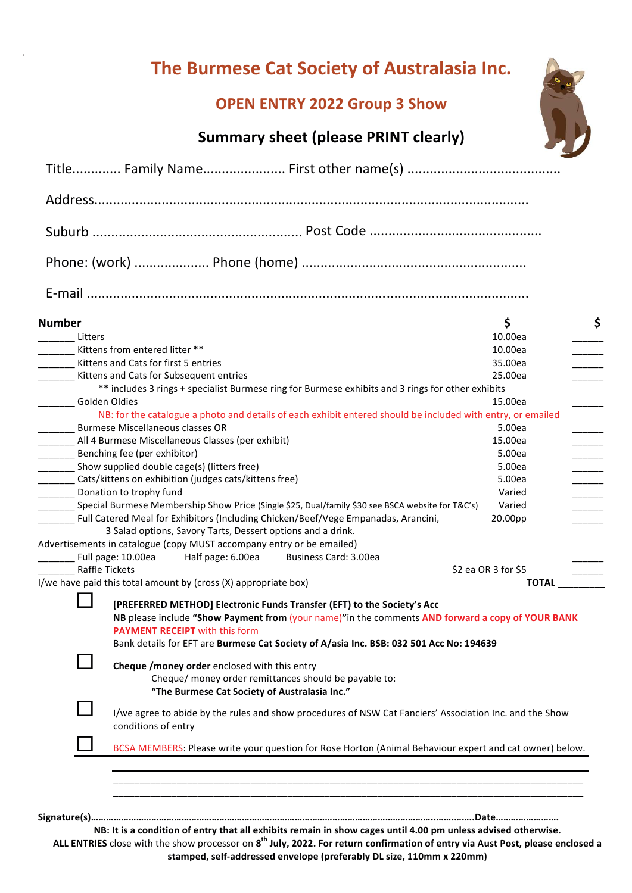# The Burmese Cat Society of Australasia Inc.

## OPEN ENTRY 2022 Group 3 Show

### Summary sheet (please PRINT clearly)

Title............. Family Name...................... First other name(s) .........................................

Address..........................................................................................................

Suburb ........................................................ Post Code ..............................................

Phone: (work) .................... Phone (home) ............................................................

E-mail .............................................................................................................

| Number | | $ | $ |
|---|---|---|---|
| _______ | Litters | 10.00ea | ______ |
| _______ | Kittens from entered litter ** | 10.00ea | ______ |
| _______ | Kittens and Cats for first 5 entries | 35.00ea | ______ |
| _______ | Kittens and Cats for Subsequent entries | 25.00ea | ______ |
| | ** includes 3 rings + specialist Burmese ring for Burmese exhibits and 3 rings for other exhibits | | |
| _______ | Golden Oldies | 15.00ea | ______ |
| | NB: for the catalogue a photo and details of each exhibit entered should be included with entry, or emailed | | |
| _______ | Burmese Miscellaneous classes OR | 5.00ea | ______ |
| _______ | All 4 Burmese Miscellaneous Classes (per exhibit) | 15.00ea | ______ |
| _______ | Benching fee (per exhibitor) | 5.00ea | ______ |
| _______ | Show supplied double cage(s) (litters free) | 5.00ea | ______ |
| _______ | Cats/kittens on exhibition (judges cats/kittens free) | 5.00ea | ______ |
| _______ | Donation to trophy fund | Varied | ______ |
| _______ | Special Burmese Membership Show Price (Single $25, Dual/family $30 see BSCA website for T&C's) | Varied | ______ |
| _______ | Full Catered Meal for Exhibitors (Including Chicken/Beef/Vege Empanadas, Arancini, 3 Salad options, Savory Tarts, Dessert options and a drink. | 20.00pp | ______ |
| | Advertisements in catalogue (copy MUST accompany entry or be emailed) | | |
| _______ | Full page: 10.00ea Half page: 6.00ea Business Card: 3.00ea | | ______ |
| _______ | Raffle Tickets | $2 ea OR 3 for $5 | ______ |
| | I/we have paid this total amount by (cross (X) appropriate box) | **TOTAL** | ________ |

☐ **[PREFERRED METHOD] Electronic Funds Transfer (EFT) to the Society's Acc**
**NB** please include **"Show Payment from** (your name)**"**in the comments **AND forward a copy of YOUR BANK PAYMENT RECEIPT** with this form
Bank details for EFT are **Burmese Cat Society of A/asia Inc. BSB: 032 501 Acc No: 194639**

☐ **Cheque /money order** enclosed with this entry
Cheque/ money order remittances should be payable to:
**"The Burmese Cat Society of Australasia Inc."**

☐ I/we agree to abide by the rules and show procedures of NSW Cat Fanciers' Association Inc. and the Show conditions of entry

☐ BCSA MEMBERS: Please write your question for Rose Horton (Animal Behaviour expert and cat owner) below.

________________________________________________________________________________

________________________________________________________________________________

**Signature(s)**.......................................................................................................**Date**.......................

**NB: It is a condition of entry that all exhibits remain in show cages until 4.00 pm unless advised otherwise.**

**ALL ENTRIES** close with the show processor on **8th July, 2022. For return confirmation of entry via Aust Post, please enclosed a stamped, self-addressed envelope (preferably DL size, 110mm x 220mm)**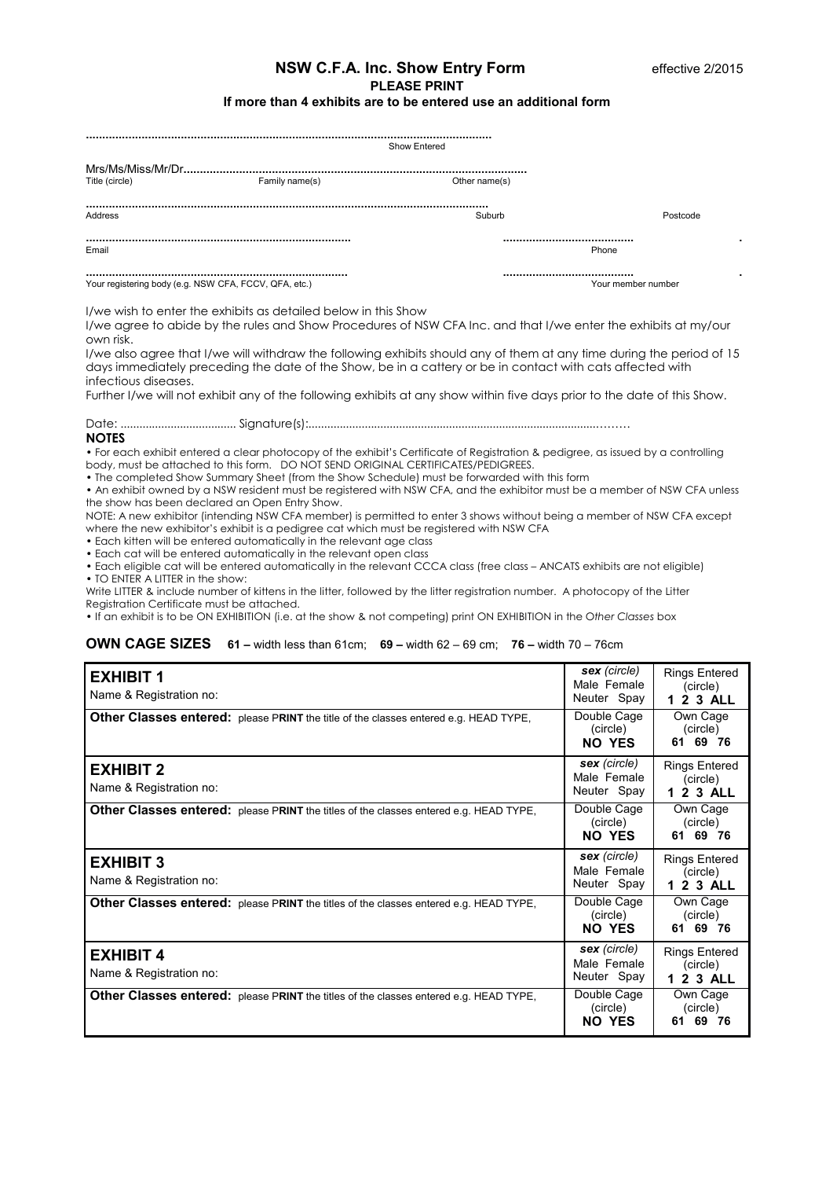# NSW C.F.A. Inc. Show Entry Form

effective 2/2015

**PLEASE PRINT**

**If more than 4 exhibits are to be entered use an additional form**

..........................................................................................................................
Show Entered

Mrs/Ms/Miss/Mr/Dr........................................................................................................
Title (circle) Family name(s) Other name(s)

..........................................................................................................................
Address Suburb Postcode

................................................................................ ........................................
Email Phone

................................................................................ ........................................
Your registering body (e.g. NSW CFA, FCCV, QFA, etc.) Your member number

I/we wish to enter the exhibits as detailed below in this Show

I/we agree to abide by the rules and Show Procedures of NSW CFA Inc. and that I/we enter the exhibits at my/our own risk.

I/we also agree that I/we will withdraw the following exhibits should any of them at any time during the period of 15 days immediately preceding the date of the Show, be in a cattery or be in contact with cats affected with infectious diseases.

Further I/we will not exhibit any of the following exhibits at any show within five days prior to the date of this Show.

Date: ..................................... Signature(s):...................................................................................................

**NOTES**

- For each exhibit entered a clear photocopy of the exhibit's Certificate of Registration & pedigree, as issued by a controlling body, must be attached to this form. DO NOT SEND ORIGINAL CERTIFICATES/PEDIGREES.
- The completed Show Summary Sheet (from the Show Schedule) must be forwarded with this form
- An exhibit owned by a NSW resident must be registered with NSW CFA, and the exhibitor must be a member of NSW CFA unless the show has been declared an Open Entry Show.

NOTE: A new exhibitor (intending NSW CFA member) is permitted to enter 3 shows without being a member of NSW CFA except where the new exhibitor's exhibit is a pedigree cat which must be registered with NSW CFA

- Each kitten will be entered automatically in the relevant age class
- Each cat will be entered automatically in the relevant open class
- Each eligible cat will be entered automatically in the relevant CCCA class (free class – ANCATS exhibits are not eligible)
- TO ENTER A LITTER in the show:

Write LITTER & include number of kittens in the litter, followed by the litter registration number. A photocopy of the Litter Registration Certificate must be attached.

- If an exhibit is to be ON EXHIBITION (i.e. at the show & not competing) print ON EXHIBITION in the *Other Classes* box

**OWN CAGE SIZES** **61 –** width less than 61cm; **69 –** width 62 – 69 cm; **76 –** width 70 – 76cm

| | | |
|---|---|---|
| **EXHIBIT 1**<br>Name & Registration no: | ***sex*** *(circle)*<br>Male Female<br>Neuter Spay | Rings Entered<br>(circle)<br>**1 2 3 ALL** |
| **Other Classes entered:** please P**RINT** the title of the classes entered e.g. HEAD TYPE, | Double Cage<br>(circle)<br>**NO YES** | Own Cage<br>(circle)<br>**61 69 76** |
| **EXHIBIT 2**<br>Name & Registration no: | ***sex*** *(circle)*<br>Male Female<br>Neuter Spay | Rings Entered<br>(circle)<br>**1 2 3 ALL** |
| **Other Classes entered:** please P**RINT** the titles of the classes entered e.g. HEAD TYPE, | Double Cage<br>(circle)<br>**NO YES** | Own Cage<br>(circle)<br>**61 69 76** |
| **EXHIBIT 3**<br>Name & Registration no: | ***sex*** *(circle)*<br>Male Female<br>Neuter Spay | Rings Entered<br>(circle)<br>**1 2 3 ALL** |
| **Other Classes entered:** please P**RINT** the titles of the classes entered e.g. HEAD TYPE, | Double Cage<br>(circle)<br>**NO YES** | Own Cage<br>(circle)<br>**61 69 76** |
| **EXHIBIT 4**<br>Name & Registration no: | ***sex*** *(circle)*<br>Male Female<br>Neuter Spay | Rings Entered<br>(circle)<br>**1 2 3 ALL** |
| **Other Classes entered:** please P**RINT** the titles of the classes entered e.g. HEAD TYPE, | Double Cage<br>(circle)<br>**NO YES** | Own Cage<br>(circle)<br>**61 69 76** |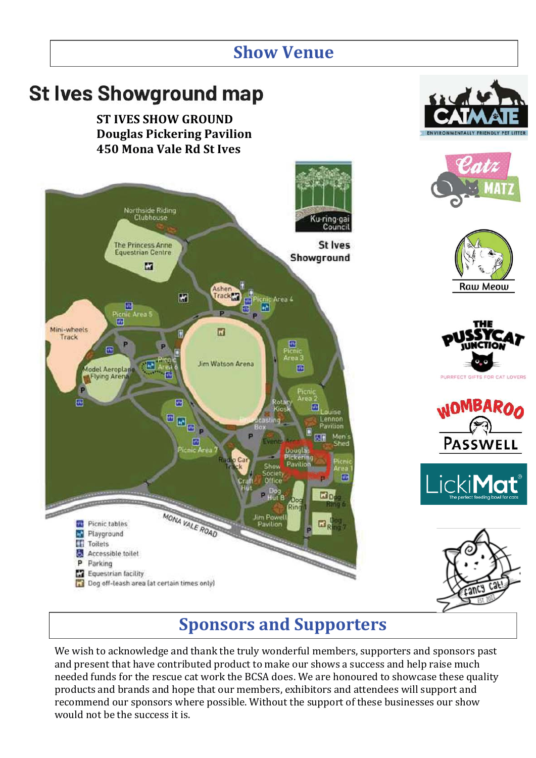## Show Venue

# St Ives Showground map

**ST IVES SHOW GROUND**
**Douglas Pickering Pavilion**
**450 Mona Vale Rd St Ives**

Ku-ring-gai Council

St Ives Showground

Northside Riding Clubhouse

The Princess Anne Equestrian Centre

Ashen Track

Picnic Area 4

Picnic Area 5

Mini-wheels Track

Model Aeroplane Flying Arena

Picnic Area 6

Jim Watson Arena

Picnic Area 3

Picnic Area 2

Rotary Kiosk

Broadcasting Box

Louise Lennon Pavilion

Men's Shed

Events Area

Douglas Pickering Pavilion

Picnic Area 1

Picnic Area 7

Radio Car Track

Show Society Office

Craft Hut

Dog Hut B

Dog Ring 8

Dog Ring 6

Dog Ring 7

Jim Powell Pavilion

MONA VALE ROAD

Picnic tables
Playground
Toilets
Accessible toilet
P Parking
Equestrian facility
Dog off-leash area (at certain times only)

CATMATE ENVIRONMENTALLY FRIENDLY PET LITTER

Catz MATZ

Raw Meow

THE PUSSYCAT JUNCTION PURRFECT GIFTS FOR CAT LOVERS

WOMBAROO PASSWELL

LickiMat® The perfect feeding bowl for cats

Fancy Cat! EST. 2021

## Sponsors and Supporters

We wish to acknowledge and thank the truly wonderful members, supporters and sponsors past and present that have contributed product to make our shows a success and help raise much needed funds for the rescue cat work the BCSA does. We are honoured to showcase these quality products and brands and hope that our members, exhibitors and attendees will support and recommend our sponsors where possible. Without the support of these businesses our show would not be the success it is.